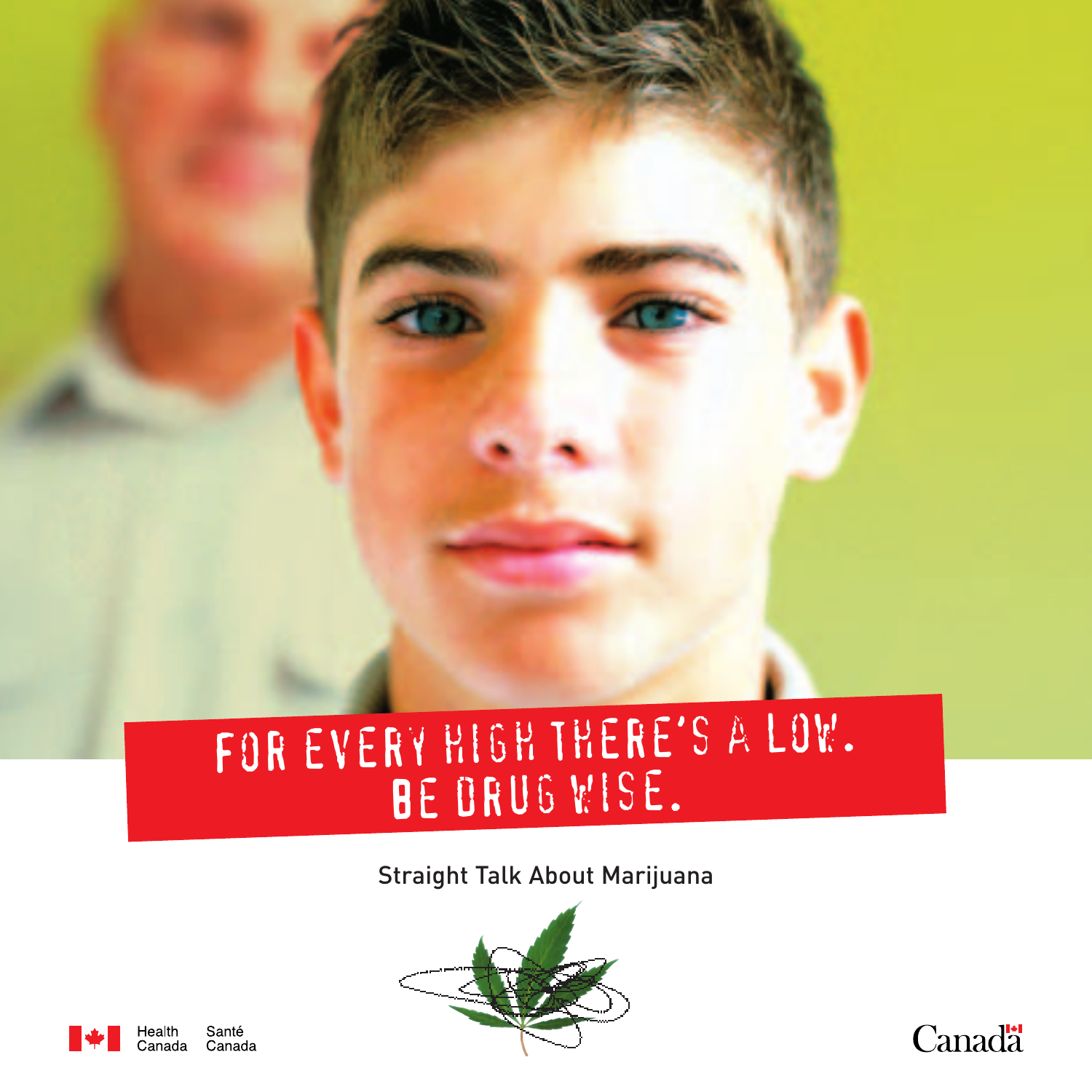# FOR EVERY HIGH THERE'S A LOW. BE DRUG WISE.

## Straight Talk About Marijuana

Health Canada | Santé Canada

Canada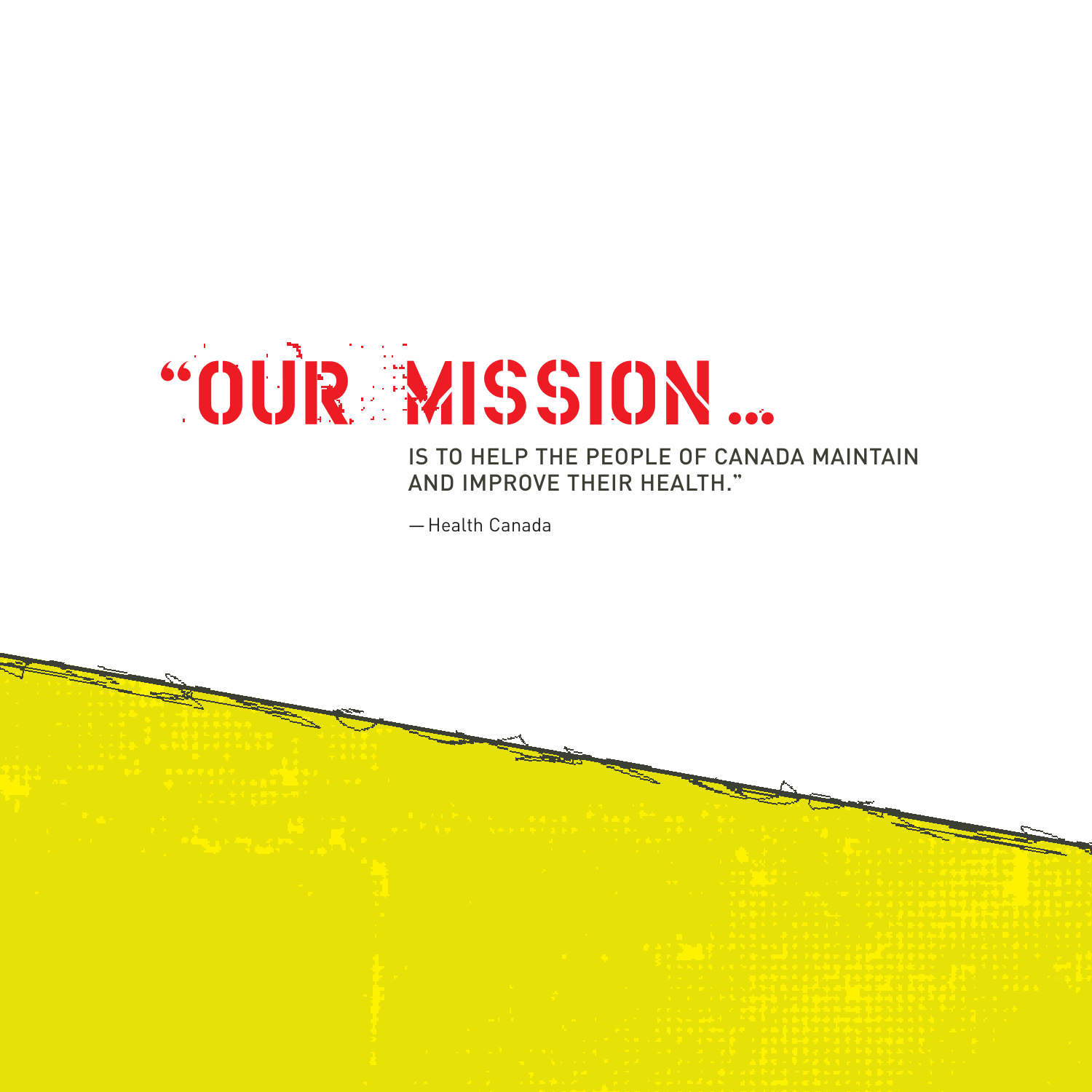# "OUR MISSION...

IS TO HELP THE PEOPLE OF CANADA MAINTAIN AND IMPROVE THEIR HEALTH."

— Health Canada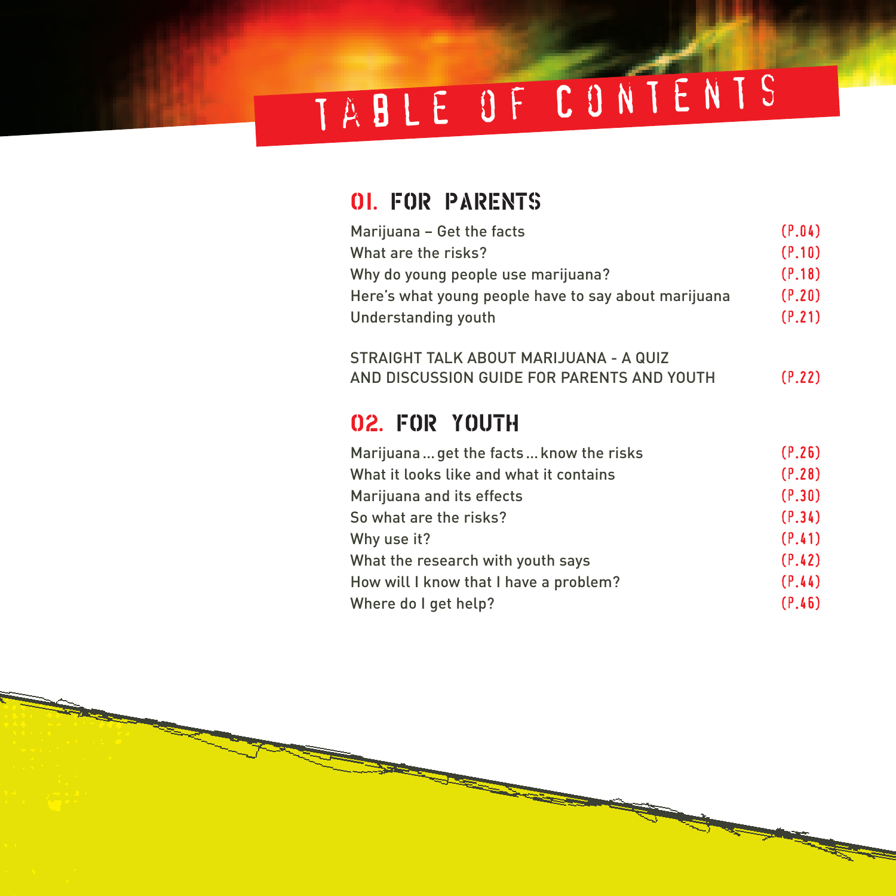# TABLE OF CONTENTS

## 01. FOR PARENTS

| | |
|---|---|
| Marijuana – Get the facts | (P.04) |
| What are the risks? | (P.10) |
| Why do young people use marijuana? | (P.18) |
| Here's what young people have to say about marijuana | (P.20) |
| Understanding youth | (P.21) |
| STRAIGHT TALK ABOUT MARIJUANA - A QUIZ AND DISCUSSION GUIDE FOR PARENTS AND YOUTH | (P.22) |

## 02. FOR YOUTH

| | |
|---|---|
| Marijuana ... get the facts ... know the risks | (P.26) |
| What it looks like and what it contains | (P.28) |
| Marijuana and its effects | (P.30) |
| So what are the risks? | (P.34) |
| Why use it? | (P.41) |
| What the research with youth says | (P.42) |
| How will I know that I have a problem? | (P.44) |
| Where do I get help? | (P.46) |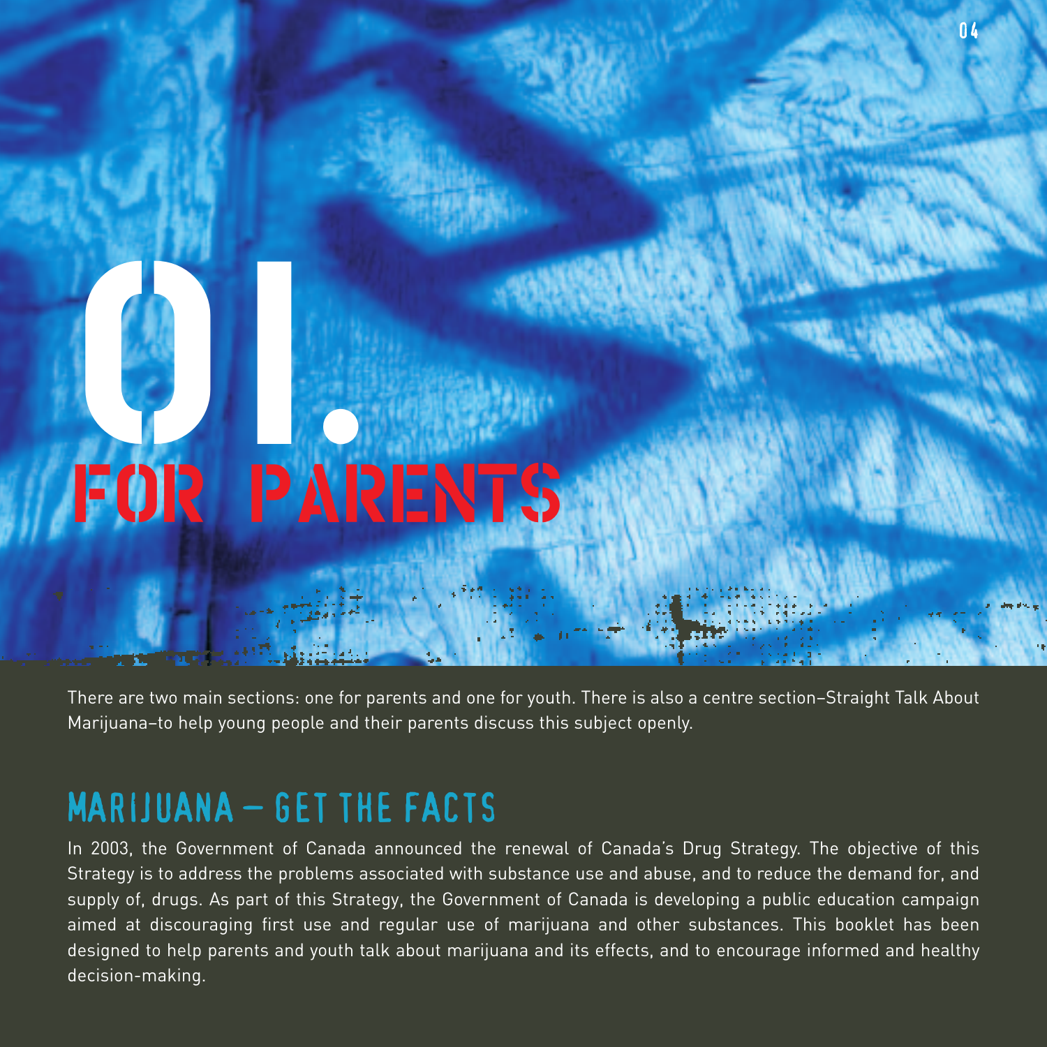# 01. FOR PARENTS

There are two main sections: one for parents and one for youth. There is also a centre section–Straight Talk About Marijuana–to help young people and their parents discuss this subject openly.

## MARIJUANA – GET THE FACTS

In 2003, the Government of Canada announced the renewal of Canada's Drug Strategy. The objective of this Strategy is to address the problems associated with substance use and abuse, and to reduce the demand for, and supply of, drugs. As part of this Strategy, the Government of Canada is developing a public education campaign aimed at discouraging first use and regular use of marijuana and other substances. This booklet has been designed to help parents and youth talk about marijuana and its effects, and to encourage informed and healthy decision-making.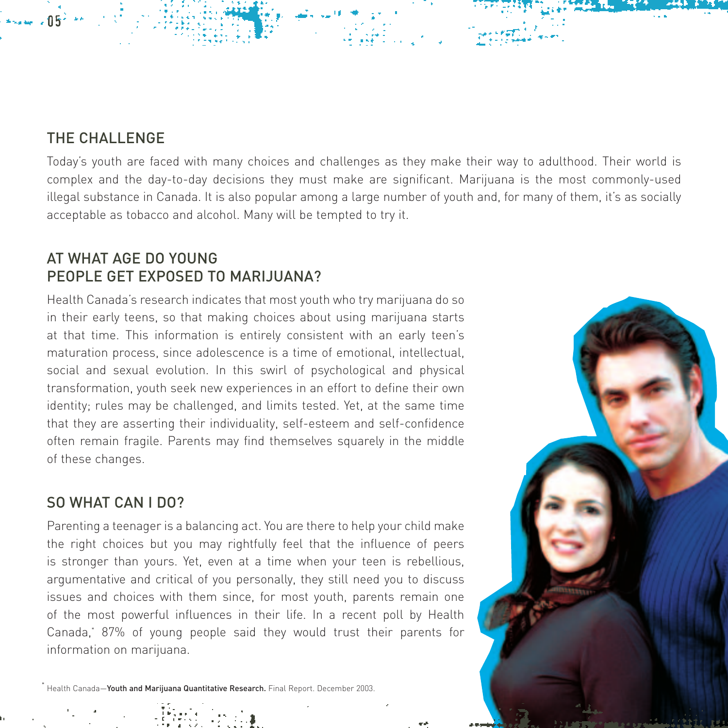## THE CHALLENGE

Today's youth are faced with many choices and challenges as they make their way to adulthood. Their world is complex and the day-to-day decisions they must make are significant. Marijuana is the most commonly-used illegal substance in Canada. It is also popular among a large number of youth and, for many of them, it's as socially acceptable as tobacco and alcohol. Many will be tempted to try it.

## AT WHAT AGE DO YOUNG PEOPLE GET EXPOSED TO MARIJUANA?

Health Canada's research indicates that most youth who try marijuana do so in their early teens, so that making choices about using marijuana starts at that time. This information is entirely consistent with an early teen's maturation process, since adolescence is a time of emotional, intellectual, social and sexual evolution. In this swirl of psychological and physical transformation, youth seek new experiences in an effort to define their own identity; rules may be challenged, and limits tested. Yet, at the same time that they are asserting their individuality, self-esteem and self-confidence often remain fragile. Parents may find themselves squarely in the middle of these changes.

## SO WHAT CAN I DO?

Parenting a teenager is a balancing act. You are there to help your child make the right choices but you may rightfully feel that the influence of peers is stronger than yours. Yet, even at a time when your teen is rebellious, argumentative and critical of you personally, they still need you to discuss issues and choices with them since, for most youth, parents remain one of the most powerful influences in their life. In a recent poll by Health Canada,[*] 87% of young people said they would trust their parents for information on marijuana.

[*] Health Canada—**Youth and Marijuana Quantitative Research.** Final Report. December 2003.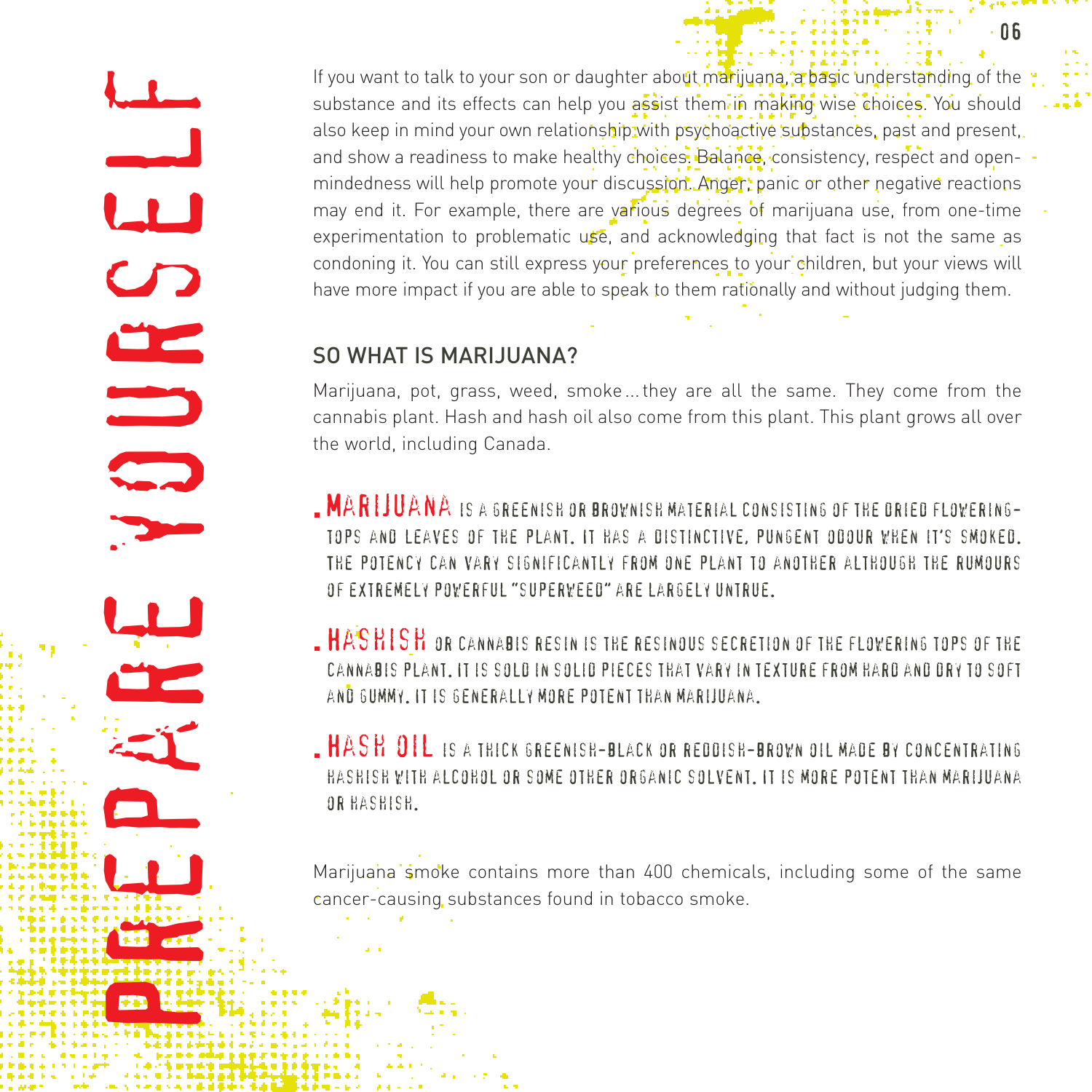# PREPARE YOURSELF

If you want to talk to your son or daughter about marijuana, a basic understanding of the substance and its effects can help you assist them in making wise choices. You should also keep in mind your own relationship with psychoactive substances, past and present, and show a readiness to make healthy choices. Balance, consistency, respect and open-mindedness will help promote your discussion. Anger, panic or other negative reactions may end it. For example, there are various degrees of marijuana use, from one-time experimentation to problematic use, and acknowledging that fact is not the same as condoning it. You can still express your preferences to your children, but your views will have more impact if you are able to speak to them rationally and without judging them.

## SO WHAT IS MARIJUANA?

Marijuana, pot, grass, weed, smoke…they are all the same. They come from the cannabis plant. Hash and hash oil also come from this plant. This plant grows all over the world, including Canada.

- **MARIJUANA** IS A GREENISH OR BROWNISH MATERIAL CONSISTING OF THE DRIED FLOWERING-TOPS AND LEAVES OF THE PLANT. IT HAS A DISTINCTIVE, PUNGENT ODOUR WHEN IT'S SMOKED. THE POTENCY CAN VARY SIGNIFICANTLY FROM ONE PLANT TO ANOTHER ALTHOUGH THE RUMOURS OF EXTREMELY POWERFUL "SUPERWEED" ARE LARGELY UNTRUE.
- **HASHISH** OR CANNABIS RESIN IS THE RESINOUS SECRETION OF THE FLOWERING TOPS OF THE CANNABIS PLANT. IT IS SOLD IN SOLID PIECES THAT VARY IN TEXTURE FROM HARD AND DRY TO SOFT AND GUMMY. IT IS GENERALLY MORE POTENT THAN MARIJUANA.
- **HASH OIL** IS A THICK GREENISH-BLACK OR REDDISH-BROWN OIL MADE BY CONCENTRATING HASHISH WITH ALCOHOL OR SOME OTHER ORGANIC SOLVENT. IT IS MORE POTENT THAN MARIJUANA OR HASHISH.

Marijuana smoke contains more than 400 chemicals, including some of the same cancer-causing substances found in tobacco smoke.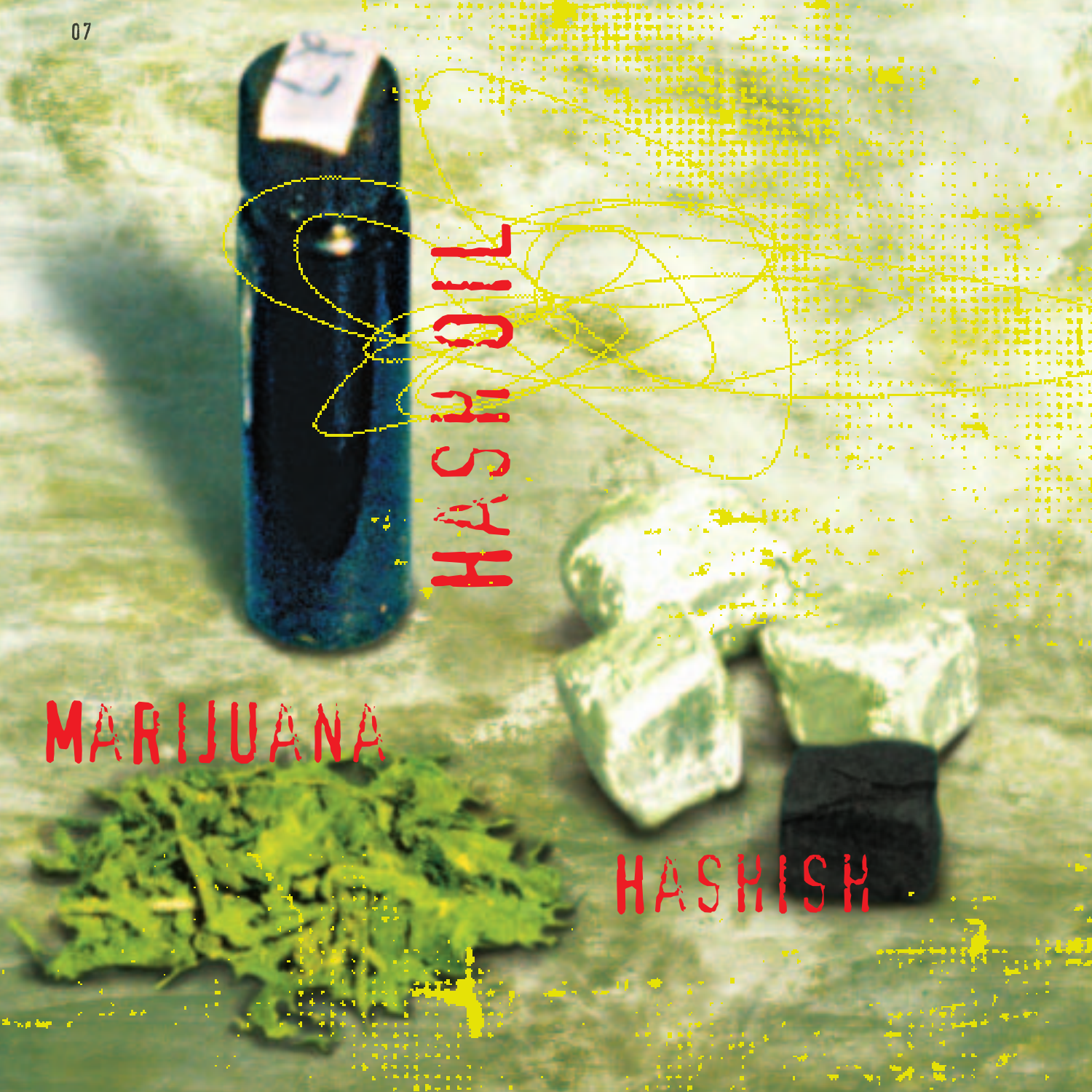HASH OIL

MARIJUANA

HASHISH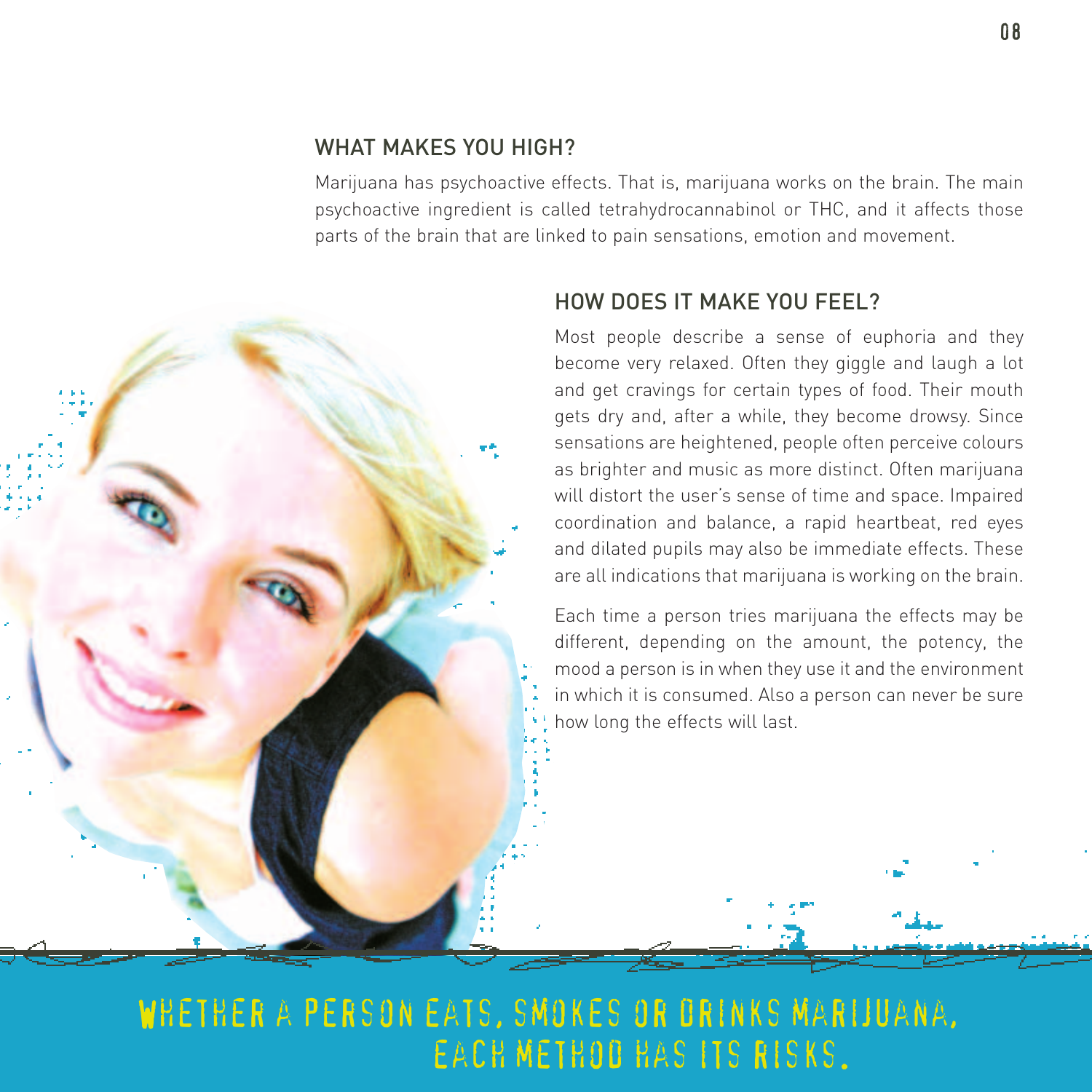## WHAT MAKES YOU HIGH?

Marijuana has psychoactive effects. That is, marijuana works on the brain. The main psychoactive ingredient is called tetrahydrocannabinol or THC, and it affects those parts of the brain that are linked to pain sensations, emotion and movement.

## HOW DOES IT MAKE YOU FEEL?

Most people describe a sense of euphoria and they become very relaxed. Often they giggle and laugh a lot and get cravings for certain types of food. Their mouth gets dry and, after a while, they become drowsy. Since sensations are heightened, people often perceive colours as brighter and music as more distinct. Often marijuana will distort the user's sense of time and space. Impaired coordination and balance, a rapid heartbeat, red eyes and dilated pupils may also be immediate effects. These are all indications that marijuana is working on the brain.

Each time a person tries marijuana the effects may be different, depending on the amount, the potency, the mood a person is in when they use it and the environment in which it is consumed. Also a person can never be sure how long the effects will last.

**WHETHER A PERSON EATS, SMOKES OR DRINKS MARIJUANA, EACH METHOD HAS ITS RISKS.**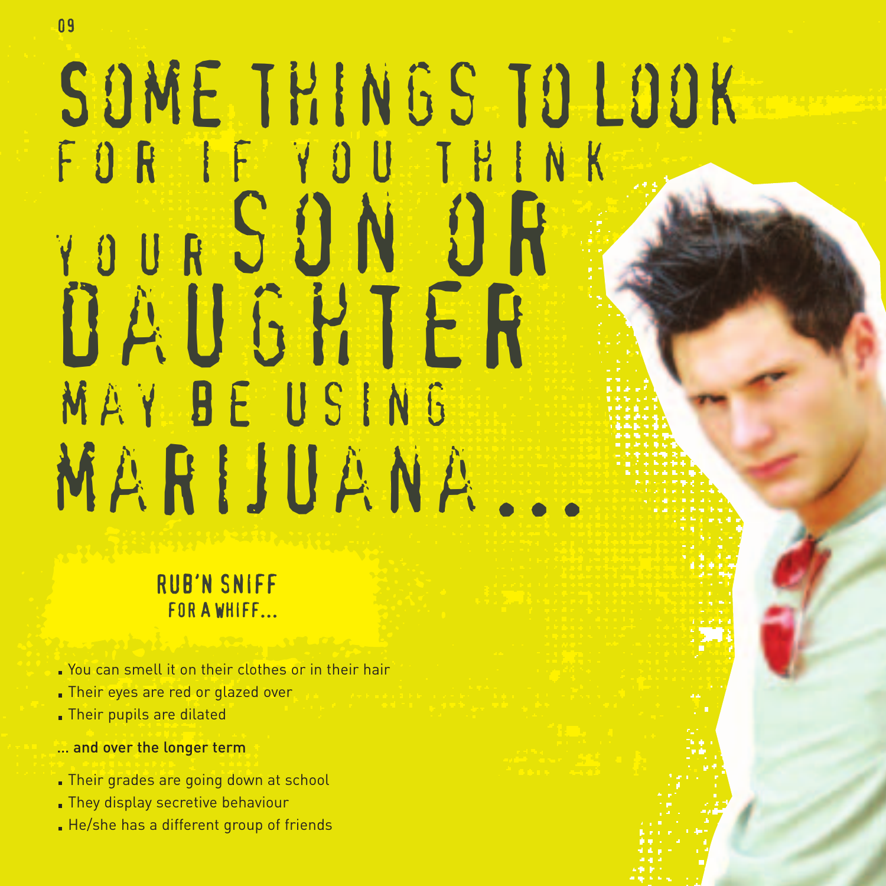# SOME THINGS TO LOOK FOR IF YOU THINK YOUR SON OR DAUGHTER MAY BE USING MARIJUANA...

## RUB'N SNIFF FOR A WHIFF...

- You can smell it on their clothes or in their hair
- Their eyes are red or glazed over
- Their pupils are dilated

**... and over the longer term**

- Their grades are going down at school
- They display secretive behaviour
- He/she has a different group of friends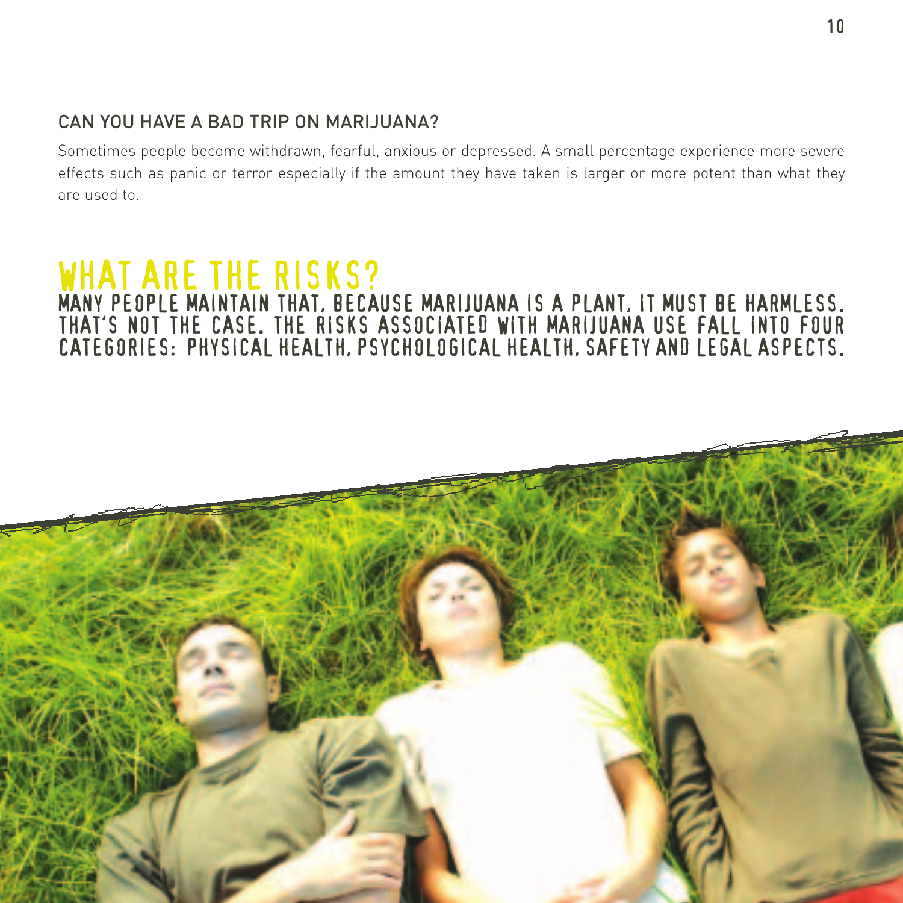## CAN YOU HAVE A BAD TRIP ON MARIJUANA?

Sometimes people become withdrawn, fearful, anxious or depressed. A small percentage experience more severe effects such as panic or terror especially if the amount they have taken is larger or more potent than what they are used to.

# WHAT ARE THE RISKS?

**MANY PEOPLE MAINTAIN THAT, BECAUSE MARIJUANA IS A PLANT, IT MUST BE HARMLESS. THAT'S NOT THE CASE. THE RISKS ASSOCIATED WITH MARIJUANA USE FALL INTO FOUR CATEGORIES: PHYSICAL HEALTH, PSYCHOLOGICAL HEALTH, SAFETY AND LEGAL ASPECTS.**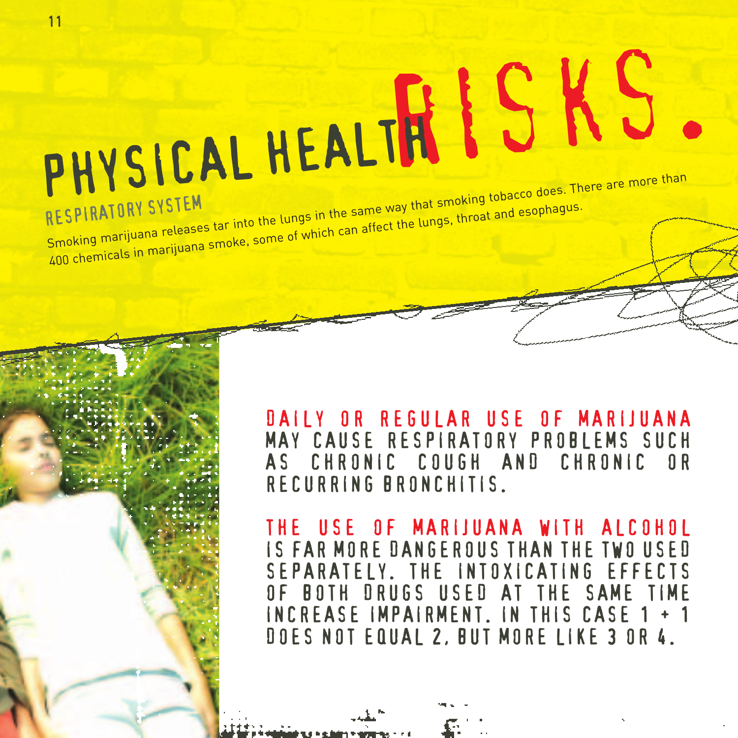# PHYSICAL HEALTH RISKS.

## RESPIRATORY SYSTEM

Smoking marijuana releases tar into the lungs in the same way that smoking tobacco does. There are more than 400 chemicals in marijuana smoke, some of which can affect the lungs, throat and esophagus.

**DAILY OR REGULAR USE OF MARIJUANA** MAY CAUSE RESPIRATORY PROBLEMS SUCH AS CHRONIC COUGH AND CHRONIC OR RECURRING BRONCHITIS.

**THE USE OF MARIJUANA WITH ALCOHOL** IS FAR MORE DANGEROUS THAN THE TWO USED SEPARATELY. THE INTOXICATING EFFECTS OF BOTH DRUGS USED AT THE SAME TIME INCREASE IMPAIRMENT. IN THIS CASE 1 + 1 DOES NOT EQUAL 2, BUT MORE LIKE 3 OR 4.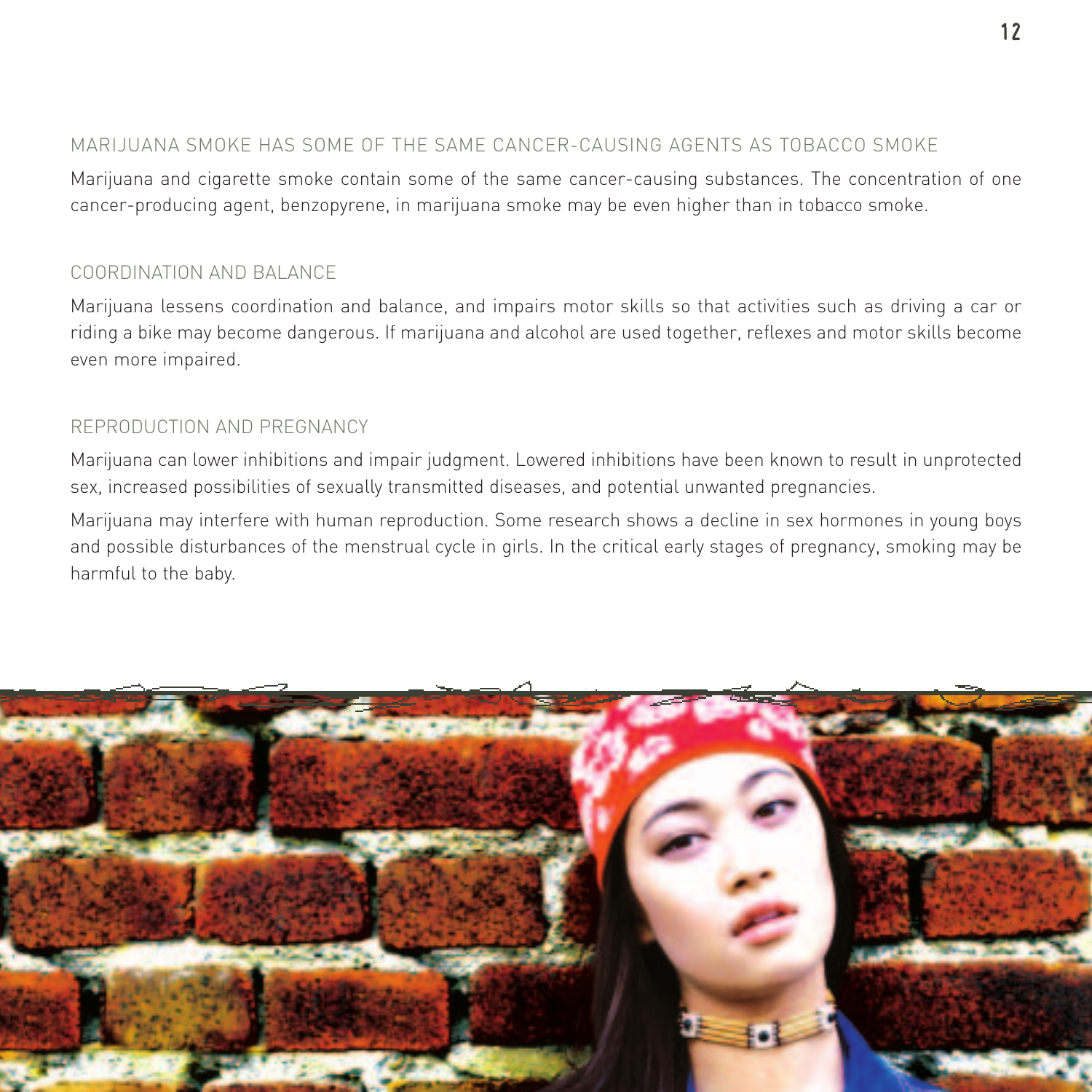## MARIJUANA SMOKE HAS SOME OF THE SAME CANCER-CAUSING AGENTS AS TOBACCO SMOKE

Marijuana and cigarette smoke contain some of the same cancer-causing substances. The concentration of one cancer-producing agent, benzopyrene, in marijuana smoke may be even higher than in tobacco smoke.

## COORDINATION AND BALANCE

Marijuana lessens coordination and balance, and impairs motor skills so that activities such as driving a car or riding a bike may become dangerous. If marijuana and alcohol are used together, reflexes and motor skills become even more impaired.

## REPRODUCTION AND PREGNANCY

Marijuana can lower inhibitions and impair judgment. Lowered inhibitions have been known to result in unprotected sex, increased possibilities of sexually transmitted diseases, and potential unwanted pregnancies.

Marijuana may interfere with human reproduction. Some research shows a decline in sex hormones in young boys and possible disturbances of the menstrual cycle in girls. In the critical early stages of pregnancy, smoking may be harmful to the baby.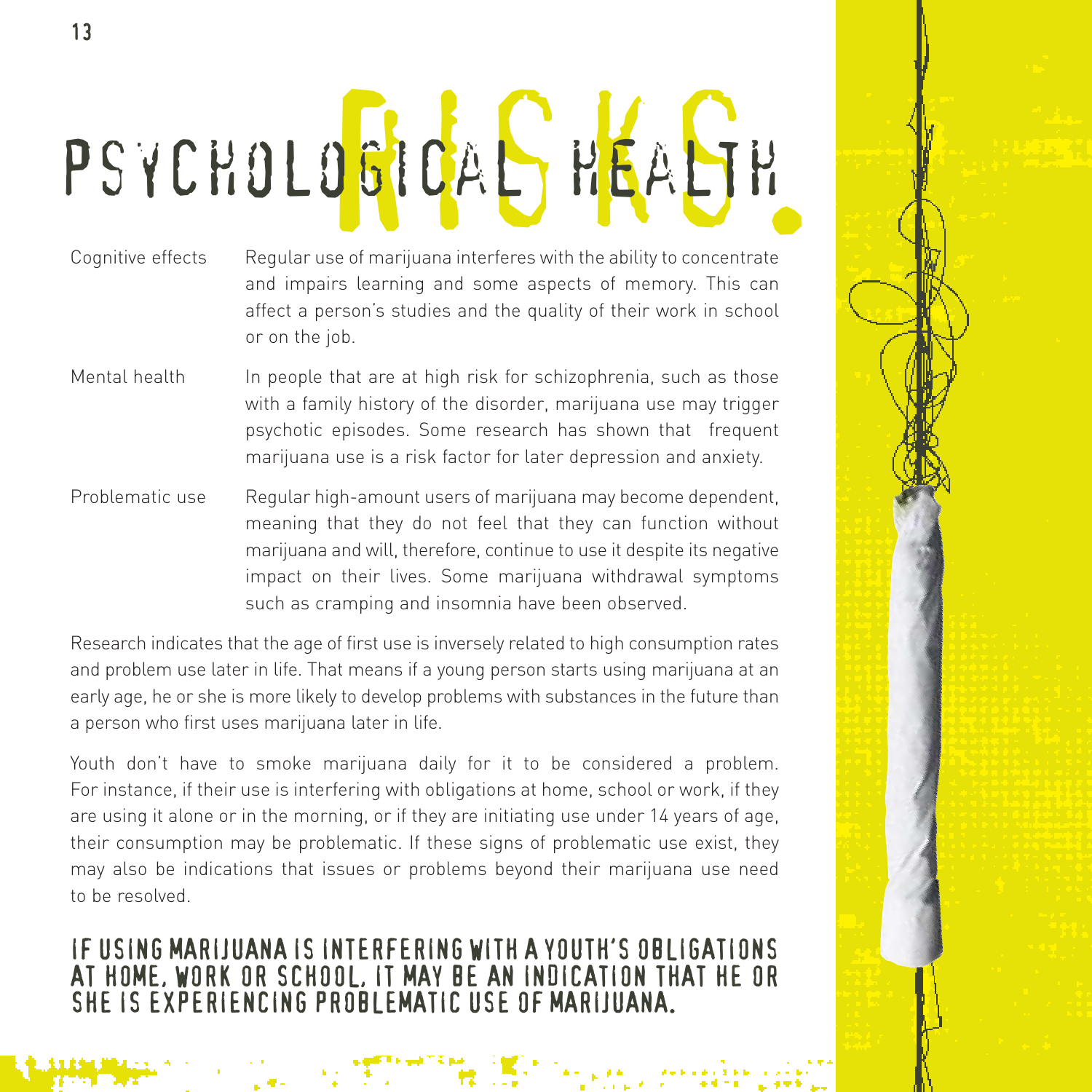# PSYCHOLOGICAL HEALTH RISKS.

| | |
|---|---|
| Cognitive effects | Regular use of marijuana interferes with the ability to concentrate and impairs learning and some aspects of memory. This can affect a person's studies and the quality of their work in school or on the job. |
| Mental health | In people that are at high risk for schizophrenia, such as those with a family history of the disorder, marijuana use may trigger psychotic episodes. Some research has shown that frequent marijuana use is a risk factor for later depression and anxiety. |
| Problematic use | Regular high-amount users of marijuana may become dependent, meaning that they do not feel that they can function without marijuana and will, therefore, continue to use it despite its negative impact on their lives. Some marijuana withdrawal symptoms such as cramping and insomnia have been observed. |

Research indicates that the age of first use is inversely related to high consumption rates and problem use later in life. That means if a young person starts using marijuana at an early age, he or she is more likely to develop problems with substances in the future than a person who first uses marijuana later in life.

Youth don't have to smoke marijuana daily for it to be considered a problem. For instance, if their use is interfering with obligations at home, school or work, if they are using it alone or in the morning, or if they are initiating use under 14 years of age, their consumption may be problematic. If these signs of problematic use exist, they may also be indications that issues or problems beyond their marijuana use need to be resolved.

**IF USING MARIJUANA IS INTERFERING WITH A YOUTH'S OBLIGATIONS AT HOME, WORK OR SCHOOL, IT MAY BE AN INDICATION THAT HE OR SHE IS EXPERIENCING PROBLEMATIC USE OF MARIJUANA.**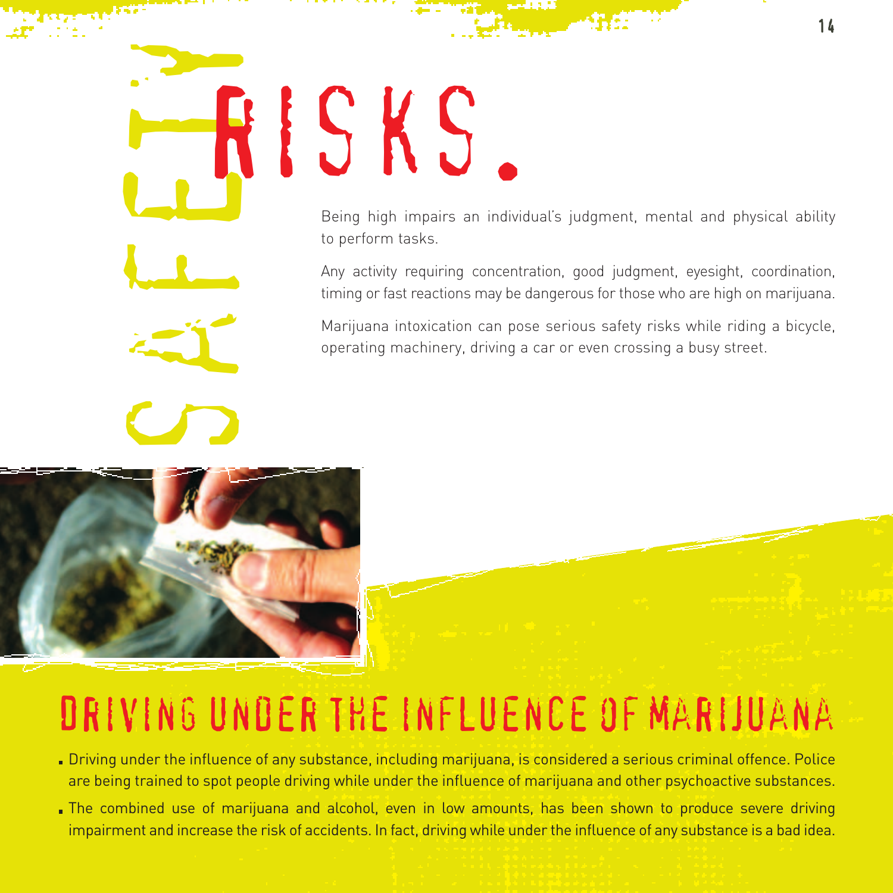# SAFETY RISKS.

Being high impairs an individual's judgment, mental and physical ability to perform tasks.

Any activity requiring concentration, good judgment, eyesight, coordination, timing or fast reactions may be dangerous for those who are high on marijuana.

Marijuana intoxication can pose serious safety risks while riding a bicycle, operating machinery, driving a car or even crossing a busy street.

## DRIVING UNDER THE INFLUENCE OF MARIJUANA

- Driving under the influence of any substance, including marijuana, is considered a serious criminal offence. Police are being trained to spot people driving while under the influence of marijuana and other psychoactive substances.
- The combined use of marijuana and alcohol, even in low amounts, has been shown to produce severe driving impairment and increase the risk of accidents. In fact, driving while under the influence of any substance is a bad idea.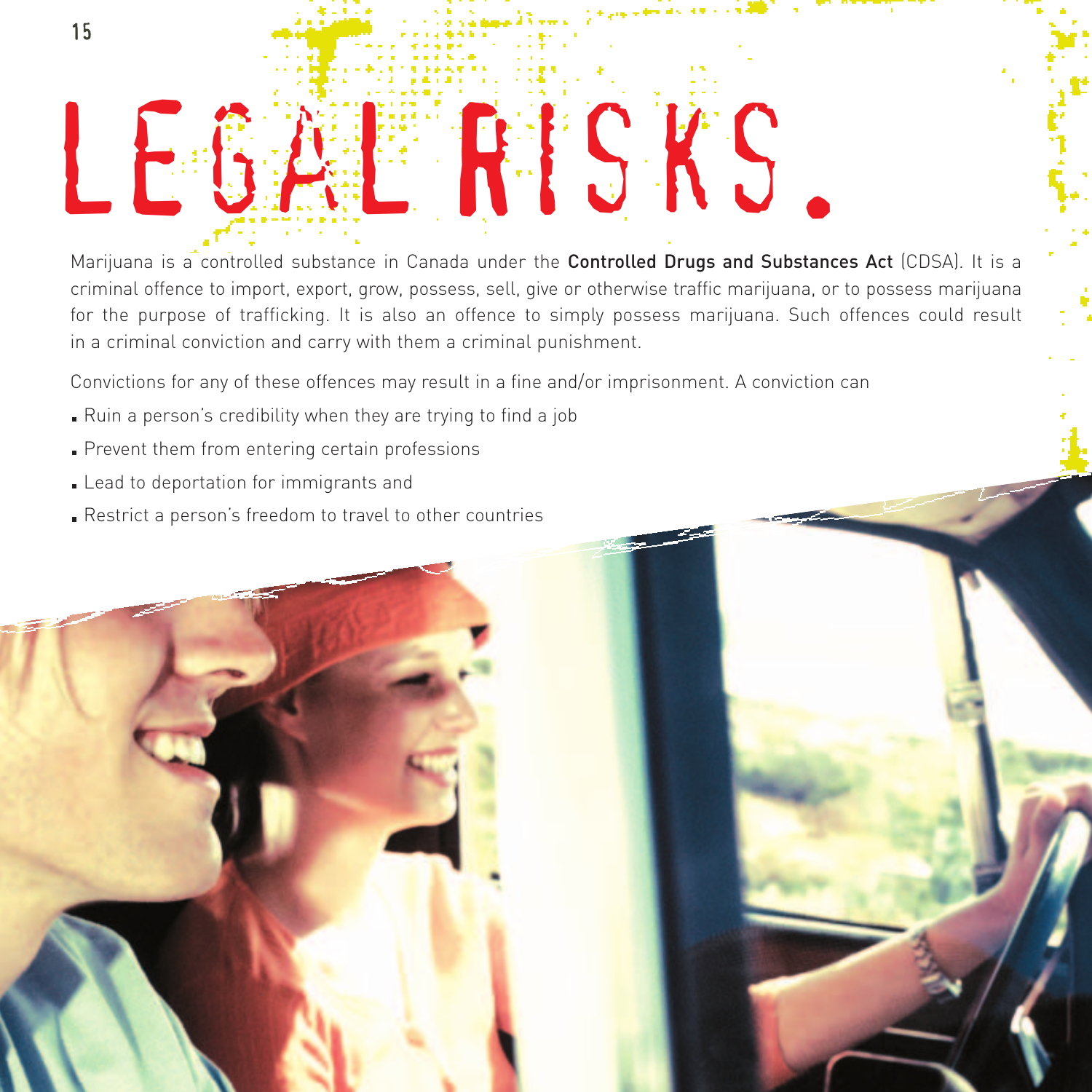# LEGAL RISKS.

Marijuana is a controlled substance in Canada under the **Controlled Drugs and Substances Act** (CDSA). It is a criminal offence to import, export, grow, possess, sell, give or otherwise traffic marijuana, or to possess marijuana for the purpose of trafficking. It is also an offence to simply possess marijuana. Such offences could result in a criminal conviction and carry with them a criminal punishment.

Convictions for any of these offences may result in a fine and/or imprisonment. A conviction can

- Ruin a person's credibility when they are trying to find a job
- Prevent them from entering certain professions
- Lead to deportation for immigrants and
- Restrict a person's freedom to travel to other countries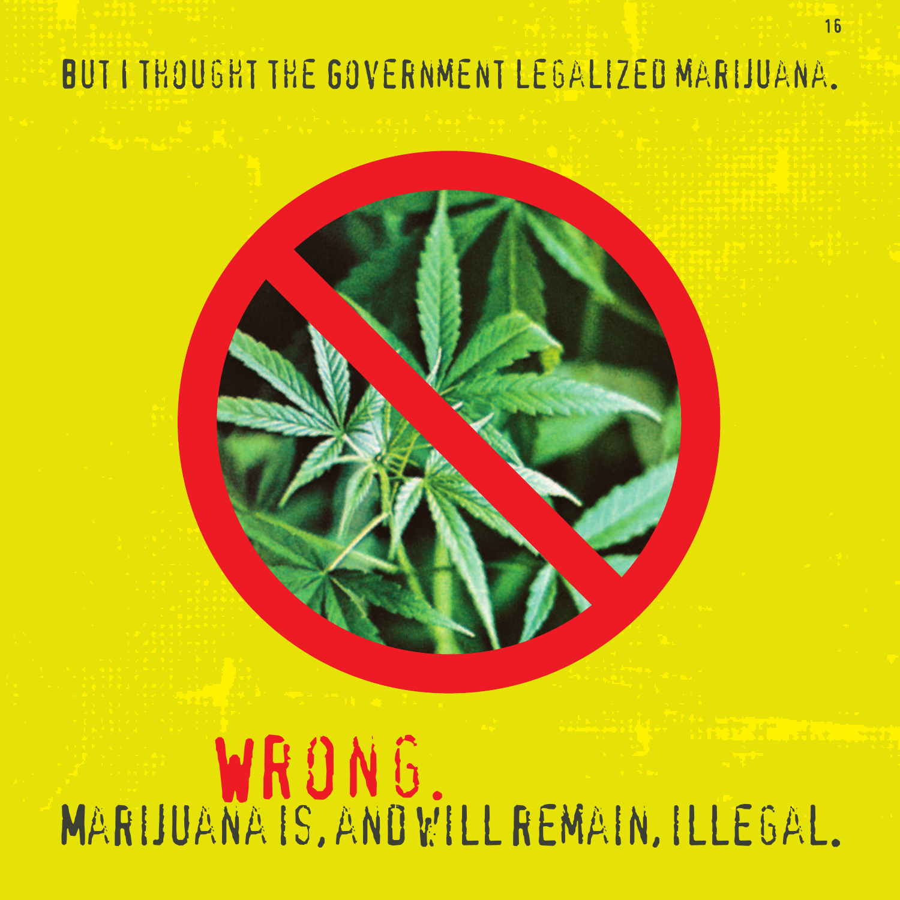# BUT I THOUGHT THE GOVERNMENT LEGALIZED MARIJUANA.

**WRONG.**

MARIJUANA IS, AND WILL REMAIN, ILLEGAL.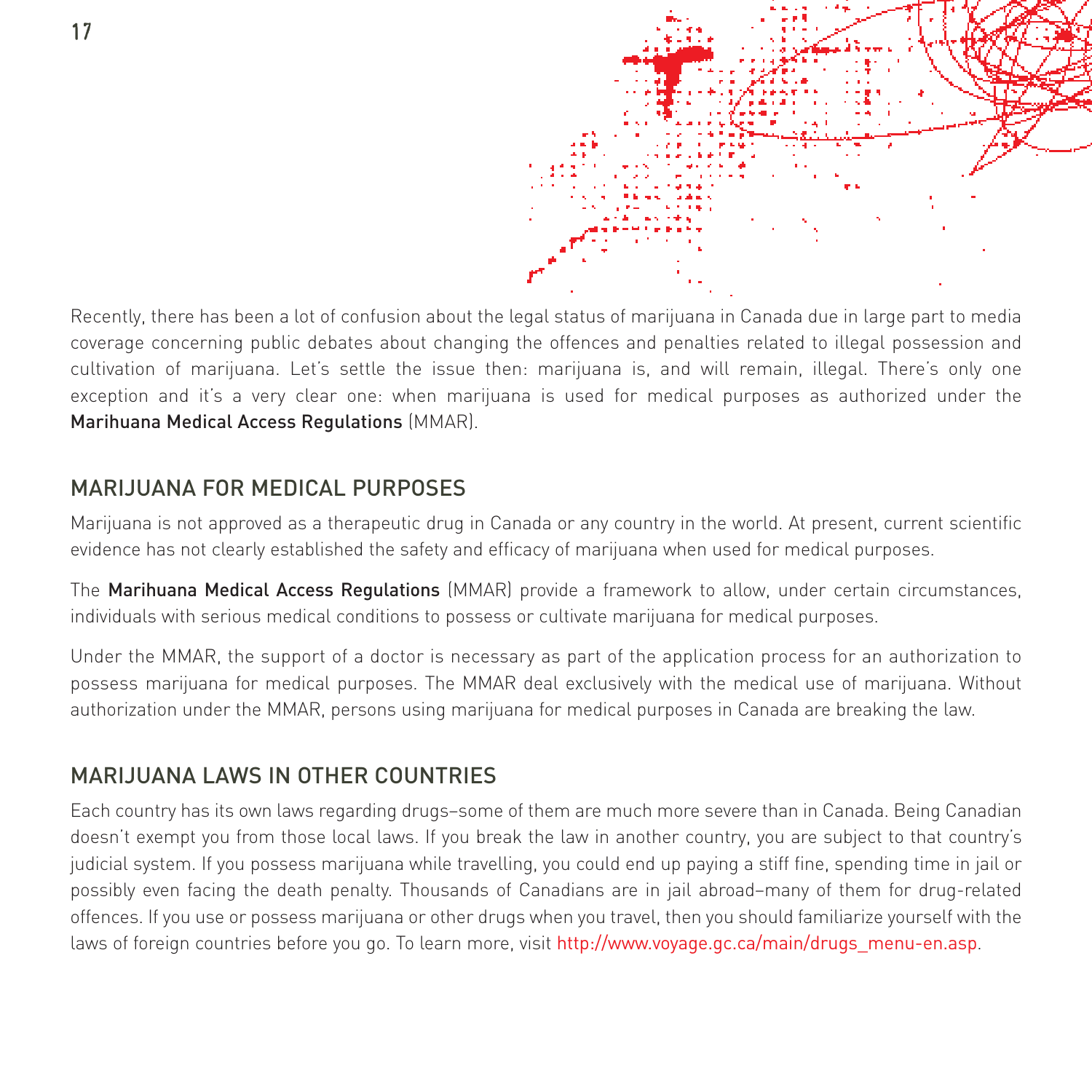Recently, there has been a lot of confusion about the legal status of marijuana in Canada due in large part to media coverage concerning public debates about changing the offences and penalties related to illegal possession and cultivation of marijuana. Let's settle the issue then: marijuana is, and will remain, illegal. There's only one exception and it's a very clear one: when marijuana is used for medical purposes as authorized under the **Marihuana Medical Access Regulations** (MMAR).

## MARIJUANA FOR MEDICAL PURPOSES

Marijuana is not approved as a therapeutic drug in Canada or any country in the world. At present, current scientific evidence has not clearly established the safety and efficacy of marijuana when used for medical purposes.

The **Marihuana Medical Access Regulations** (MMAR) provide a framework to allow, under certain circumstances, individuals with serious medical conditions to possess or cultivate marijuana for medical purposes.

Under the MMAR, the support of a doctor is necessary as part of the application process for an authorization to possess marijuana for medical purposes. The MMAR deal exclusively with the medical use of marijuana. Without authorization under the MMAR, persons using marijuana for medical purposes in Canada are breaking the law.

## MARIJUANA LAWS IN OTHER COUNTRIES

Each country has its own laws regarding drugs–some of them are much more severe than in Canada. Being Canadian doesn't exempt you from those local laws. If you break the law in another country, you are subject to that country's judicial system. If you possess marijuana while travelling, you could end up paying a stiff fine, spending time in jail or possibly even facing the death penalty. Thousands of Canadians are in jail abroad–many of them for drug-related offences. If you use or possess marijuana or other drugs when you travel, then you should familiarize yourself with the laws of foreign countries before you go. To learn more, visit http://www.voyage.gc.ca/main/drugs_menu-en.asp.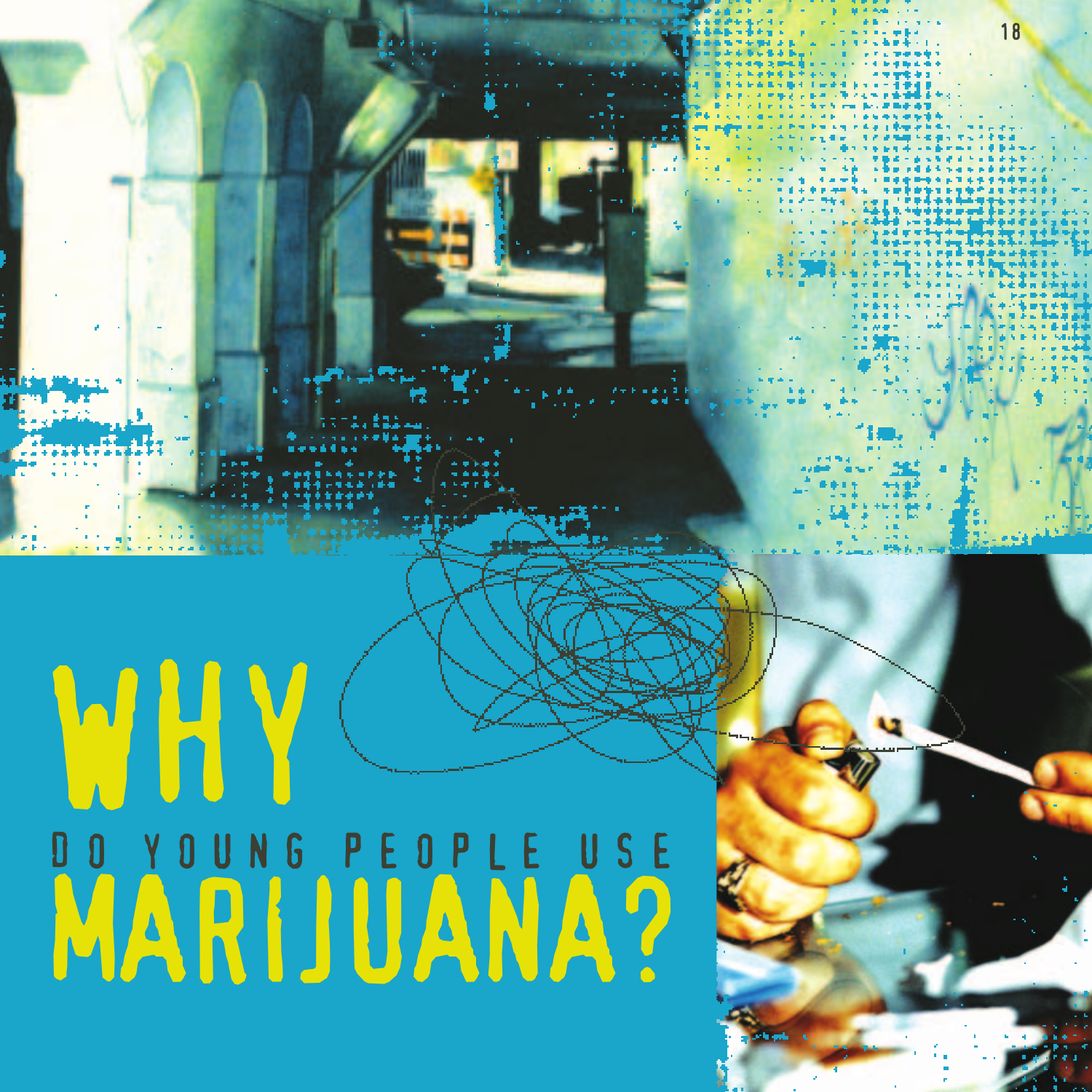# WHY
## DO YOUNG PEOPLE USE
# MARIJUANA?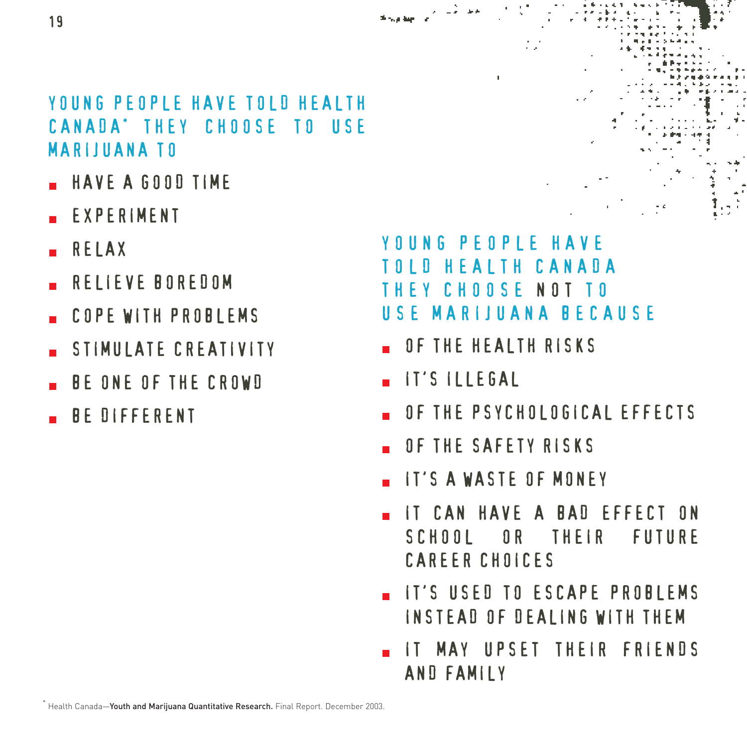## YOUNG PEOPLE HAVE TOLD HEALTH CANADA* THEY CHOOSE TO USE MARIJUANA TO

- HAVE A GOOD TIME
- EXPERIMENT
- RELAX
- RELIEVE BOREDOM
- COPE WITH PROBLEMS
- STIMULATE CREATIVITY
- BE ONE OF THE CROWD
- BE DIFFERENT

## YOUNG PEOPLE HAVE TOLD HEALTH CANADA THEY CHOOSE NOT TO USE MARIJUANA BECAUSE

- OF THE HEALTH RISKS
- IT'S ILLEGAL
- OF THE PSYCHOLOGICAL EFFECTS
- OF THE SAFETY RISKS
- IT'S A WASTE OF MONEY
- IT CAN HAVE A BAD EFFECT ON SCHOOL OR THEIR FUTURE CAREER CHOICES
- IT'S USED TO ESCAPE PROBLEMS INSTEAD OF DEALING WITH THEM
- IT MAY UPSET THEIR FRIENDS AND FAMILY

* Health Canada—**Youth and Marijuana Quantitative Research.** Final Report. December 2003.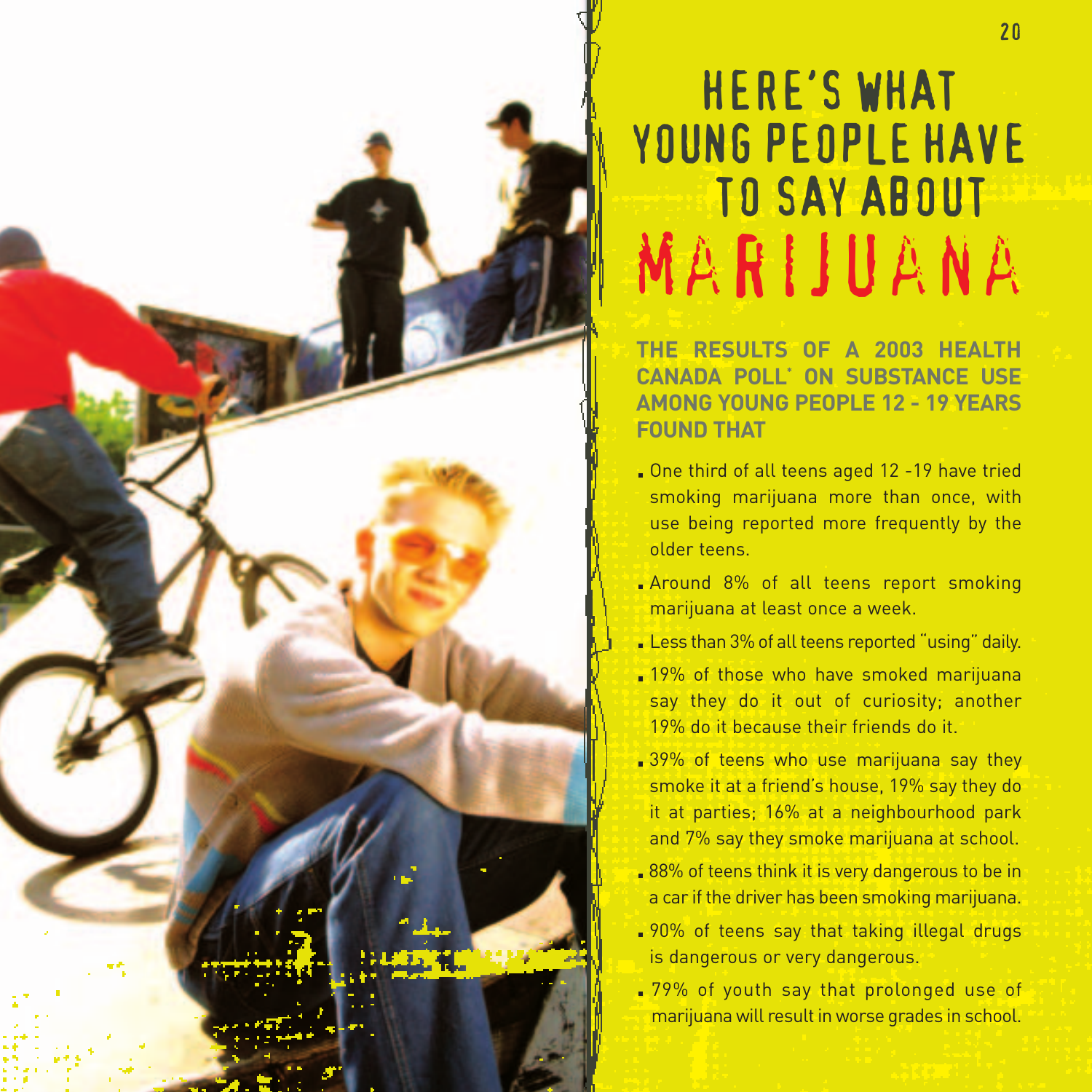# HERE'S WHAT YOUNG PEOPLE HAVE TO SAY ABOUT MARIJUANA

**THE RESULTS OF A 2003 HEALTH CANADA POLL* ON SUBSTANCE USE AMONG YOUNG PEOPLE 12 - 19 YEARS FOUND THAT**

- One third of all teens aged 12 -19 have tried smoking marijuana more than once, with use being reported more frequently by the older teens.
- Around 8% of all teens report smoking marijuana at least once a week.
- Less than 3% of all teens reported "using" daily.
- 19% of those who have smoked marijuana say they do it out of curiosity; another 19% do it because their friends do it.
- 39% of teens who use marijuana say they smoke it at a friend's house, 19% say they do it at parties; 16% at a neighbourhood park and 7% say they smoke marijuana at school.
- 88% of teens think it is very dangerous to be in a car if the driver has been smoking marijuana.
- 90% of teens say that taking illegal drugs is dangerous or very dangerous.
- 79% of youth say that prolonged use of marijuana will result in worse grades in school.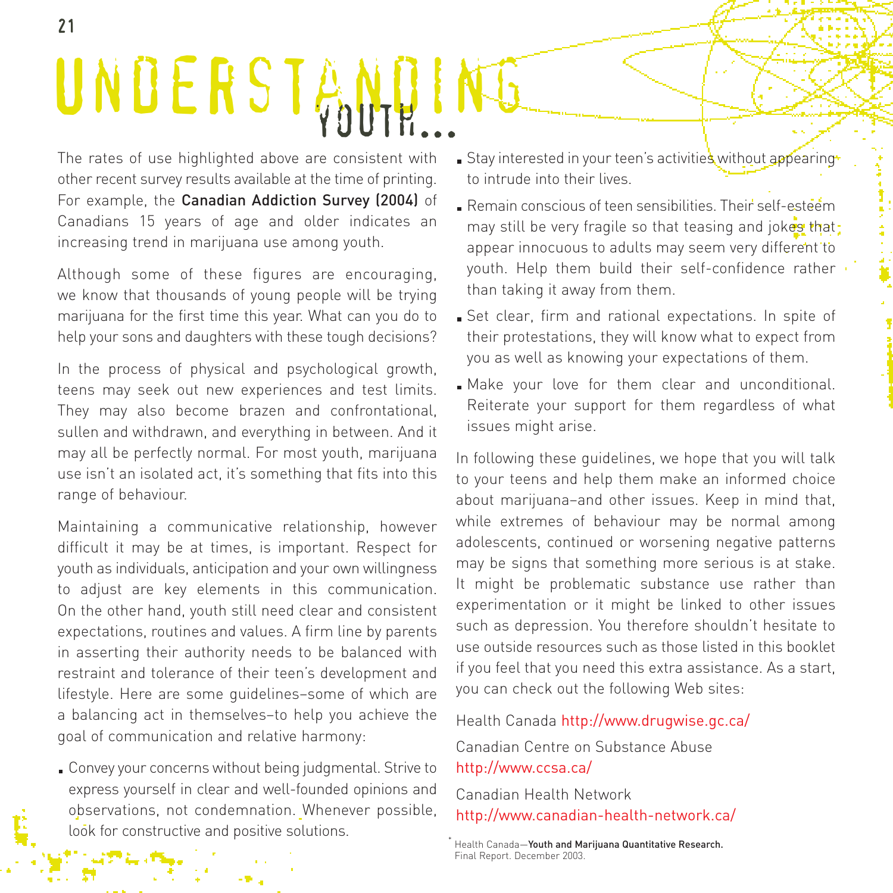# UNDERSTANDING YOUTH...

The rates of use highlighted above are consistent with other recent survey results available at the time of printing. For example, the **Canadian Addiction Survey (2004)** of Canadians 15 years of age and older indicates an increasing trend in marijuana use among youth.

Although some of these figures are encouraging, we know that thousands of young people will be trying marijuana for the first time this year. What can you do to help your sons and daughters with these tough decisions?

In the process of physical and psychological growth, teens may seek out new experiences and test limits. They may also become brazen and confrontational, sullen and withdrawn, and everything in between. And it may all be perfectly normal. For most youth, marijuana use isn't an isolated act, it's something that fits into this range of behaviour.

Maintaining a communicative relationship, however difficult it may be at times, is important. Respect for youth as individuals, anticipation and your own willingness to adjust are key elements in this communication. On the other hand, youth still need clear and consistent expectations, routines and values. A firm line by parents in asserting their authority needs to be balanced with restraint and tolerance of their teen's development and lifestyle. Here are some guidelines–some of which are a balancing act in themselves–to help you achieve the goal of communication and relative harmony:

- Convey your concerns without being judgmental. Strive to express yourself in clear and well-founded opinions and observations, not condemnation. Whenever possible, look for constructive and positive solutions.
- Stay interested in your teen's activities without appearing to intrude into their lives.
- Remain conscious of teen sensibilities. Their self-esteem may still be very fragile so that teasing and jokes that appear innocuous to adults may seem very different to youth. Help them build their self-confidence rather than taking it away from them.
- Set clear, firm and rational expectations. In spite of their protestations, they will know what to expect from you as well as knowing your expectations of them.
- Make your love for them clear and unconditional. Reiterate your support for them regardless of what issues might arise.

In following these guidelines, we hope that you will talk to your teens and help them make an informed choice about marijuana–and other issues. Keep in mind that, while extremes of behaviour may be normal among adolescents, continued or worsening negative patterns may be signs that something more serious is at stake. It might be problematic substance use rather than experimentation or it might be linked to other issues such as depression. You therefore shouldn't hesitate to use outside resources such as those listed in this booklet if you feel that you need this extra assistance. As a start, you can check out the following Web sites:

Health Canada http://www.drugwise.gc.ca/

Canadian Centre on Substance Abuse
http://www.ccsa.ca/

Canadian Health Network
http://www.canadian-health-network.ca/

* Health Canada—**Youth and Marijuana Quantitative Research.** Final Report. December 2003.